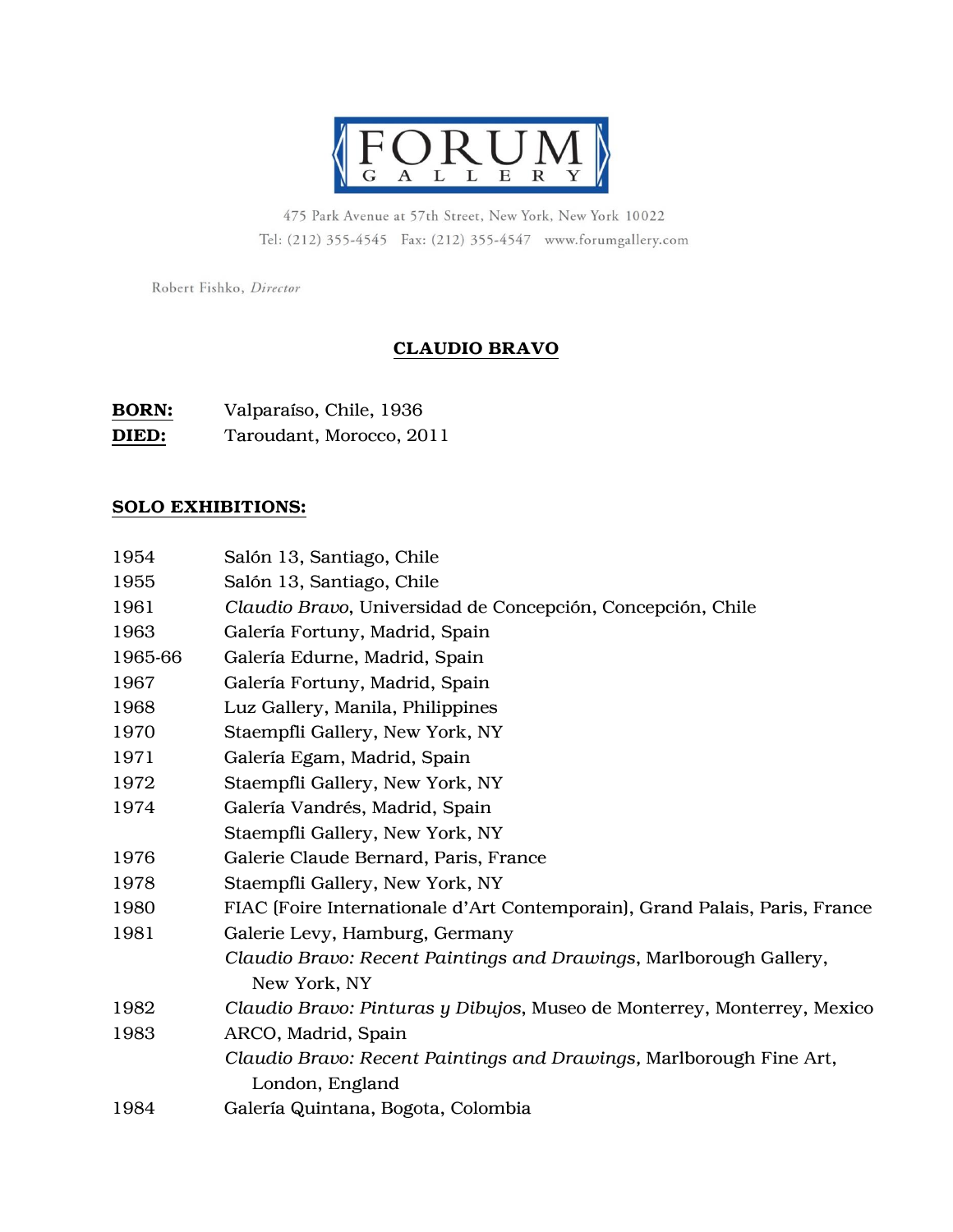# FORUM GALLERY

475 Park Avenue at 57th Street, New York, New York 10022
Tel: (212) 355-4545 Fax: (212) 355-4547 www.forumgallery.com

Robert Fishko, *Director*

## CLAUDIO BRAVO

**BORN:** Valparaíso, Chile, 1936
**DIED:** Taroudant, Morocco, 2011

### SOLO EXHIBITIONS:

| | |
|---|---|
| 1954 | Salón 13, Santiago, Chile |
| 1955 | Salón 13, Santiago, Chile |
| 1961 | *Claudio Bravo*, Universidad de Concepción, Concepción, Chile |
| 1963 | Galería Fortuny, Madrid, Spain |
| 1965-66 | Galería Edurne, Madrid, Spain |
| 1967 | Galería Fortuny, Madrid, Spain |
| 1968 | Luz Gallery, Manila, Philippines |
| 1970 | Staempfli Gallery, New York, NY |
| 1971 | Galería Egam, Madrid, Spain |
| 1972 | Staempfli Gallery, New York, NY |
| 1974 | Galería Vandrés, Madrid, Spain |
| | Staempfli Gallery, New York, NY |
| 1976 | Galerie Claude Bernard, Paris, France |
| 1978 | Staempfli Gallery, New York, NY |
| 1980 | FIAC (Foire Internationale d'Art Contemporain), Grand Palais, Paris, France |
| 1981 | Galerie Levy, Hamburg, Germany |
| | *Claudio Bravo: Recent Paintings and Drawings*, Marlborough Gallery, New York, NY |
| 1982 | *Claudio Bravo: Pinturas y Dibujos*, Museo de Monterrey, Monterrey, Mexico |
| 1983 | ARCO, Madrid, Spain |
| | *Claudio Bravo: Recent Paintings and Drawings*, Marlborough Fine Art, London, England |
| 1984 | Galería Quintana, Bogota, Colombia |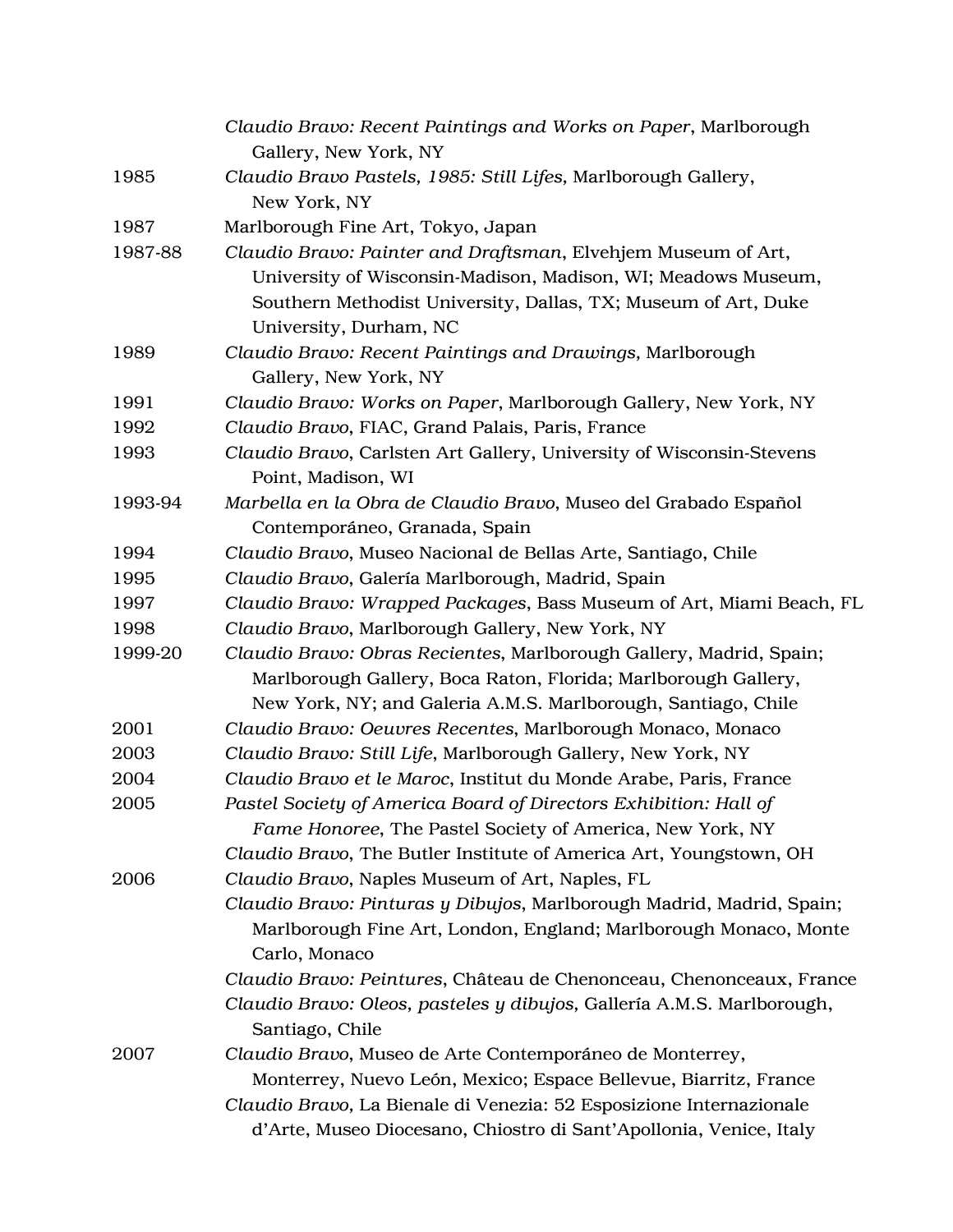| | |
|---|---|
| | *Claudio Bravo: Recent Paintings and Works on Paper*, Marlborough Gallery, New York, NY |
| 1985 | *Claudio Bravo Pastels, 1985: Still Lifes,* Marlborough Gallery, New York, NY |
| 1987 | Marlborough Fine Art, Tokyo, Japan |
| 1987-88 | *Claudio Bravo: Painter and Draftsman*, Elvehjem Museum of Art, University of Wisconsin-Madison, Madison, WI; Meadows Museum, Southern Methodist University, Dallas, TX; Museum of Art, Duke University, Durham, NC |
| 1989 | *Claudio Bravo: Recent Paintings and Drawings,* Marlborough Gallery, New York, NY |
| 1991 | *Claudio Bravo: Works on Paper*, Marlborough Gallery, New York, NY |
| 1992 | *Claudio Bravo*, FIAC, Grand Palais, Paris, France |
| 1993 | *Claudio Bravo*, Carlsten Art Gallery, University of Wisconsin-Stevens Point, Madison, WI |
| 1993-94 | *Marbella en la Obra de Claudio Bravo*, Museo del Grabado Español Contemporáneo, Granada, Spain |
| 1994 | *Claudio Bravo*, Museo Nacional de Bellas Arte, Santiago, Chile |
| 1995 | *Claudio Bravo*, Galería Marlborough, Madrid, Spain |
| 1997 | *Claudio Bravo: Wrapped Packages*, Bass Museum of Art, Miami Beach, FL |
| 1998 | *Claudio Bravo*, Marlborough Gallery, New York, NY |
| 1999-20 | *Claudio Bravo: Obras Recientes*, Marlborough Gallery, Madrid, Spain; Marlborough Gallery, Boca Raton, Florida; Marlborough Gallery, New York, NY; and Galeria A.M.S. Marlborough, Santiago, Chile |
| 2001 | *Claudio Bravo: Oeuvres Recentes*, Marlborough Monaco, Monaco |
| 2003 | *Claudio Bravo: Still Life*, Marlborough Gallery, New York, NY |
| 2004 | *Claudio Bravo et le Maroc*, Institut du Monde Arabe, Paris, France |
| 2005 | *Pastel Society of America Board of Directors Exhibition: Hall of Fame Honoree*, The Pastel Society of America, New York, NY |
| | *Claudio Bravo*, The Butler Institute of America Art, Youngstown, OH |
| 2006 | *Claudio Bravo*, Naples Museum of Art, Naples, FL |
| | *Claudio Bravo: Pinturas y Dibujos*, Marlborough Madrid, Madrid, Spain; Marlborough Fine Art, London, England; Marlborough Monaco, Monte Carlo, Monaco |
| | *Claudio Bravo: Peintures*, Château de Chenonceau, Chenonceaux, France |
| | *Claudio Bravo: Oleos, pasteles y dibujos,* Gallería A.M.S. Marlborough, Santiago, Chile |
| 2007 | *Claudio Bravo*, Museo de Arte Contemporáneo de Monterrey, Monterrey, Nuevo León, Mexico; Espace Bellevue, Biarritz, France |
| | *Claudio Bravo,* La Bienale di Venezia: 52 Esposizione Internazionale d'Arte, Museo Diocesano, Chiostro di Sant'Apollonia, Venice, Italy |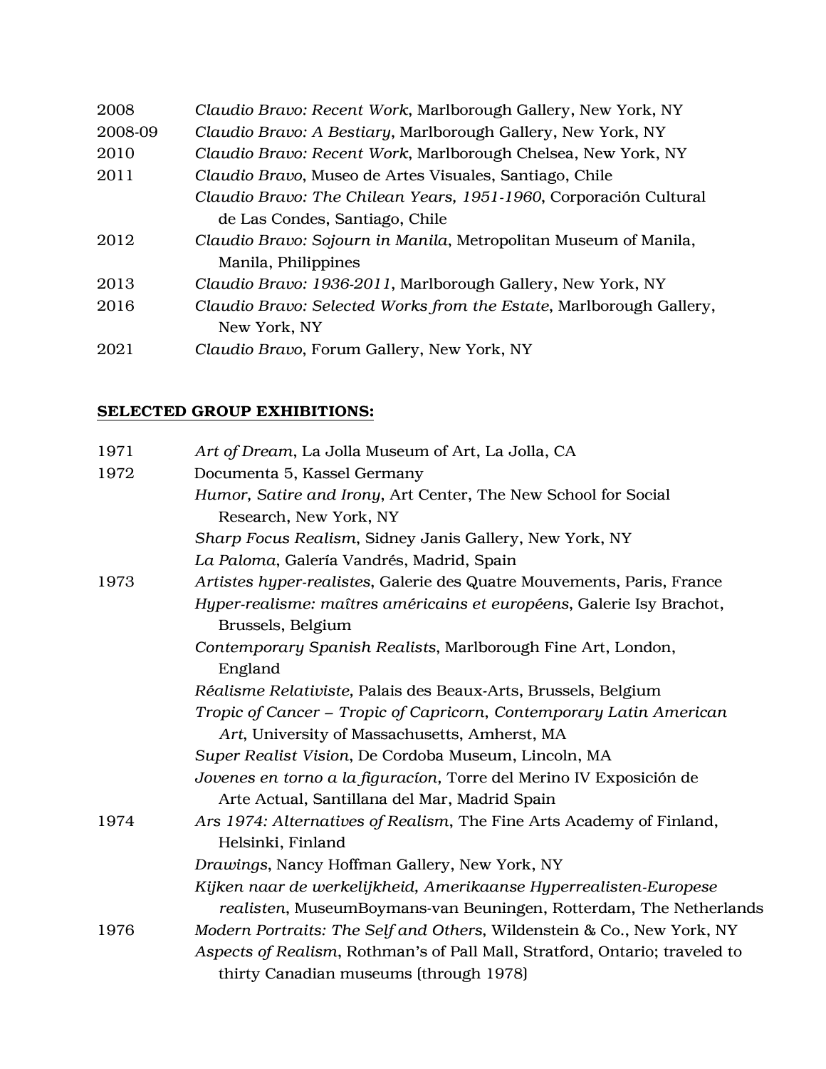| | |
|---|---|
| 2008 | *Claudio Bravo: Recent Work*, Marlborough Gallery, New York, NY |
| 2008-09 | *Claudio Bravo: A Bestiary*, Marlborough Gallery, New York, NY |
| 2010 | *Claudio Bravo: Recent Work*, Marlborough Chelsea, New York, NY |
| 2011 | *Claudio Bravo*, Museo de Artes Visuales, Santiago, Chile |
| | *Claudio Bravo: The Chilean Years, 1951-1960*, Corporación Cultural de Las Condes, Santiago, Chile |
| 2012 | *Claudio Bravo: Sojourn in Manila*, Metropolitan Museum of Manila, Manila, Philippines |
| 2013 | *Claudio Bravo: 1936-2011*, Marlborough Gallery, New York, NY |
| 2016 | *Claudio Bravo: Selected Works from the Estate*, Marlborough Gallery, New York, NY |
| 2021 | *Claudio Bravo*, Forum Gallery, New York, NY |

**SELECTED GROUP EXHIBITIONS:**

| | |
|---|---|
| 1971 | *Art of Dream*, La Jolla Museum of Art, La Jolla, CA |
| 1972 | Documenta 5, Kassel Germany |
| | *Humor, Satire and Irony*, Art Center, The New School for Social Research, New York, NY |
| | *Sharp Focus Realism*, Sidney Janis Gallery, New York, NY |
| | *La Paloma*, Galería Vandrés, Madrid, Spain |
| 1973 | *Artistes hyper-realistes*, Galerie des Quatre Mouvements, Paris, France |
| | *Hyper-realisme: maîtres américains et européens*, Galerie Isy Brachot, Brussels, Belgium |
| | *Contemporary Spanish Realists*, Marlborough Fine Art, London, England |
| | *Réalisme Relativiste,* Palais des Beaux-Arts, Brussels, Belgium |
| | *Tropic of Cancer – Tropic of Capricorn, Contemporary Latin American Art*, University of Massachusetts, Amherst, MA |
| | *Super Realist Vision*, De Cordoba Museum, Lincoln, MA |
| | *Jovenes en torno a la figuracíon,* Torre del Merino IV Exposición de Arte Actual, Santillana del Mar, Madrid Spain |
| 1974 | *Ars 1974: Alternatives of Realism*, The Fine Arts Academy of Finland, Helsinki, Finland |
| | *Drawings*, Nancy Hoffman Gallery, New York, NY |
| | *Kijken naar de werkelijkheid, Amerikaanse Hyperrealisten-Europese realisten*, MuseumBoymans-van Beuningen, Rotterdam, The Netherlands |
| 1976 | *Modern Portraits: The Self and Others*, Wildenstein & Co., New York, NY |
| | *Aspects of Realism*, Rothman's of Pall Mall, Stratford, Ontario; traveled to thirty Canadian museums (through 1978) |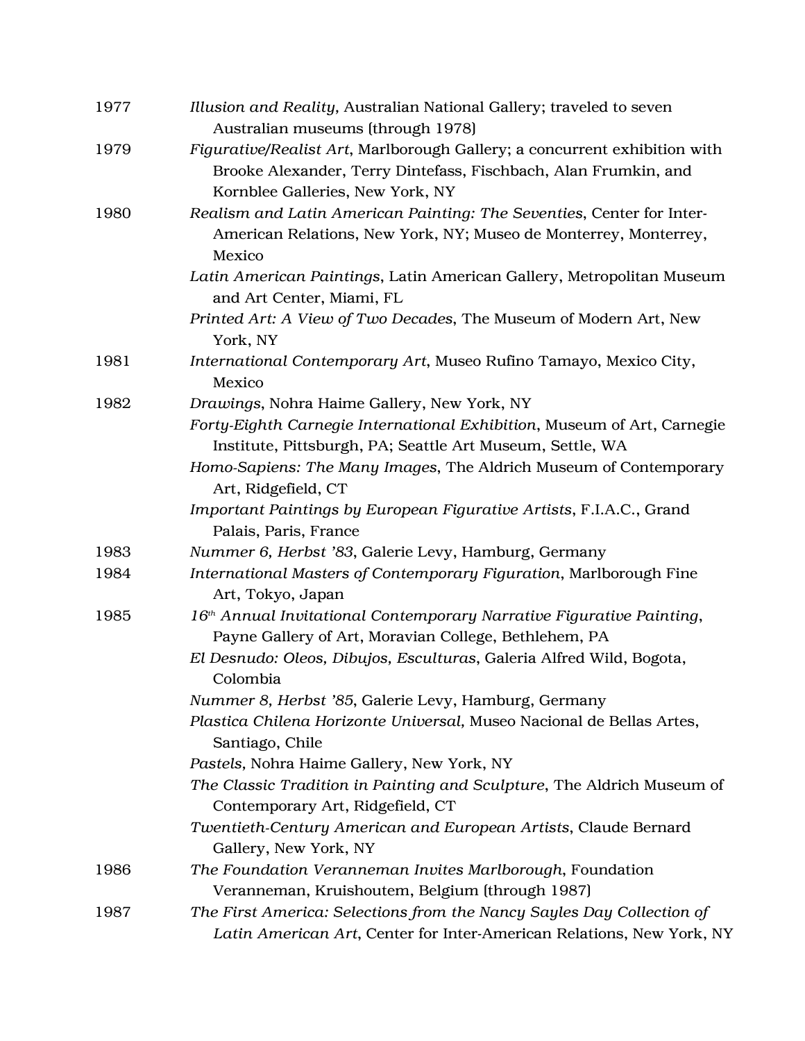1977 *Illusion and Reality*, Australian National Gallery; traveled to seven Australian museums (through 1978)

1979 *Figurative/Realist Art*, Marlborough Gallery; a concurrent exhibition with Brooke Alexander, Terry Dintefass, Fischbach, Alan Frumkin, and Kornblee Galleries, New York, NY

1980 *Realism and Latin American Painting: The Seventies*, Center for Inter-American Relations, New York, NY; Museo de Monterrey, Monterrey, Mexico

*Latin American Paintings*, Latin American Gallery, Metropolitan Museum and Art Center, Miami, FL

*Printed Art: A View of Two Decades*, The Museum of Modern Art, New York, NY

1981 *International Contemporary Art*, Museo Rufino Tamayo, Mexico City, Mexico

1982 *Drawings*, Nohra Haime Gallery, New York, NY

*Forty-Eighth Carnegie International Exhibition*, Museum of Art, Carnegie Institute, Pittsburgh, PA; Seattle Art Museum, Settle, WA

*Homo-Sapiens: The Many Images*, The Aldrich Museum of Contemporary Art, Ridgefield, CT

*Important Paintings by European Figurative Artists*, F.I.A.C., Grand Palais, Paris, France

1983 *Nummer 6, Herbst '83*, Galerie Levy, Hamburg, Germany

1984 *International Masters of Contemporary Figuration*, Marlborough Fine Art, Tokyo, Japan

1985 *16th Annual Invitational Contemporary Narrative Figurative Painting*, Payne Gallery of Art, Moravian College, Bethlehem, PA

*El Desnudo: Oleos, Dibujos, Esculturas*, Galeria Alfred Wild, Bogota, Colombia

*Nummer 8, Herbst '85*, Galerie Levy, Hamburg, Germany

*Plastica Chilena Horizonte Universal,* Museo Nacional de Bellas Artes, Santiago, Chile

*Pastels,* Nohra Haime Gallery, New York, NY

*The Classic Tradition in Painting and Sculpture*, The Aldrich Museum of Contemporary Art, Ridgefield, CT

*Twentieth-Century American and European Artists*, Claude Bernard Gallery, New York, NY

1986 *The Foundation Veranneman Invites Marlborough*, Foundation Veranneman, Kruishoutem, Belgium (through 1987)

1987 *The First America: Selections from the Nancy Sayles Day Collection of Latin American Art*, Center for Inter-American Relations, New York, NY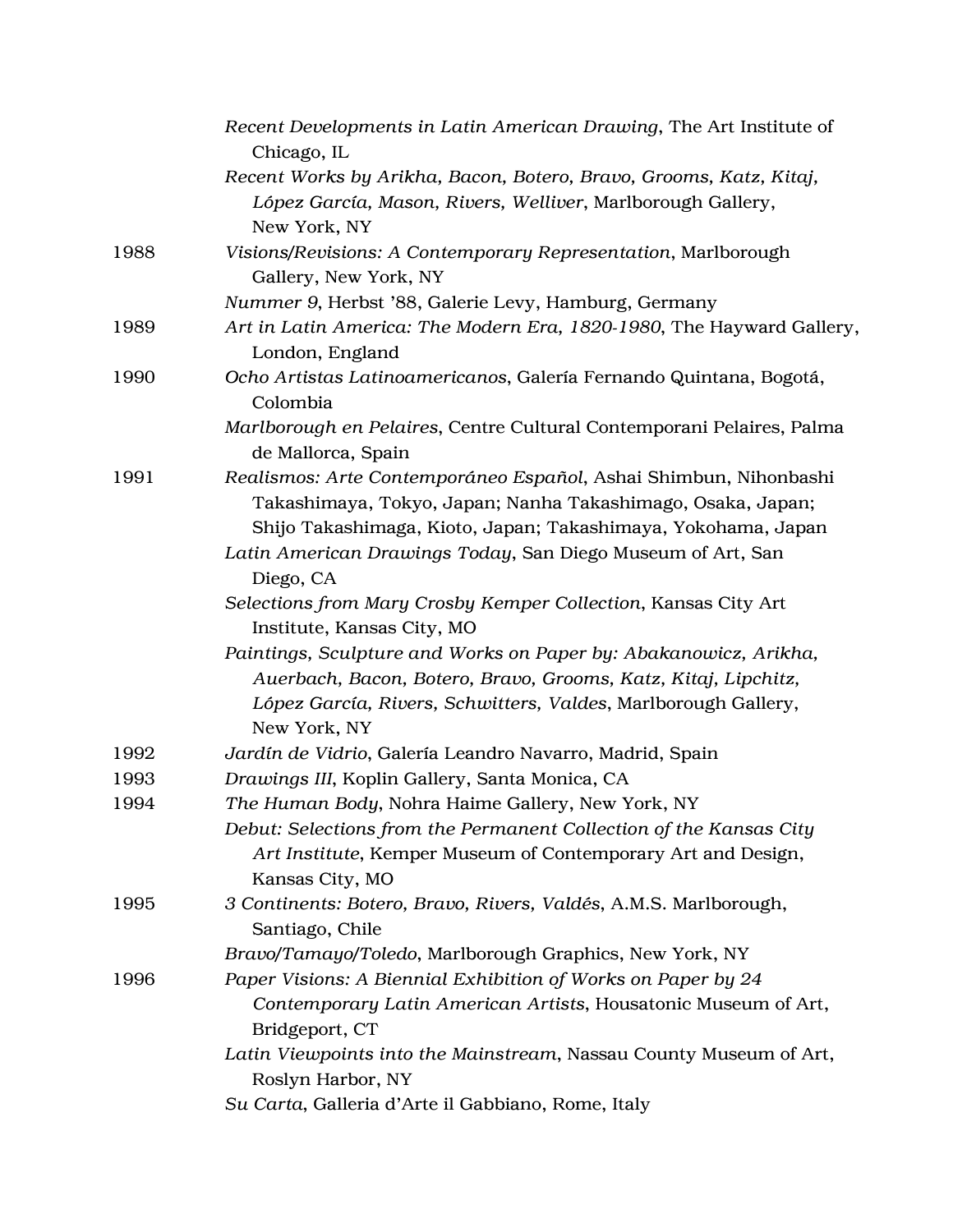*Recent Developments in Latin American Drawing*, The Art Institute of Chicago, IL

*Recent Works by Arikha, Bacon, Botero, Bravo, Grooms, Katz, Kitaj, López García, Mason, Rivers, Welliver*, Marlborough Gallery, New York, NY

1988 *Visions/Revisions: A Contemporary Representation*, Marlborough Gallery, New York, NY

*Nummer 9*, Herbst '88, Galerie Levy, Hamburg, Germany

1989 *Art in Latin America: The Modern Era, 1820-1980*, The Hayward Gallery, London, England

1990 *Ocho Artistas Latinoamericanos*, Galería Fernando Quintana, Bogotá, Colombia

*Marlborough en Pelaires*, Centre Cultural Contemporani Pelaires, Palma de Mallorca, Spain

1991 *Realismos: Arte Contemporáneo Español*, Ashai Shimbun, Nihonbashi Takashimaya, Tokyo, Japan; Nanha Takashimago, Osaka, Japan; Shijo Takashimaga, Kioto, Japan; Takashimaya, Yokohama, Japan

*Latin American Drawings Today*, San Diego Museum of Art, San Diego, CA

*Selections from Mary Crosby Kemper Collection*, Kansas City Art Institute, Kansas City, MO

*Paintings, Sculpture and Works on Paper by: Abakanowicz, Arikha, Auerbach, Bacon, Botero, Bravo, Grooms, Katz, Kitaj, Lipchitz, López García, Rivers, Schwitters, Valdes*, Marlborough Gallery, New York, NY

1992 *Jardín de Vidrio*, Galería Leandro Navarro, Madrid, Spain

1993 *Drawings III*, Koplin Gallery, Santa Monica, CA

1994 *The Human Body*, Nohra Haime Gallery, New York, NY

*Debut: Selections from the Permanent Collection of the Kansas City Art Institute*, Kemper Museum of Contemporary Art and Design, Kansas City, MO

1995 *3 Continents: Botero, Bravo, Rivers, Valdés*, A.M.S. Marlborough, Santiago, Chile

*Bravo/Tamayo/Toledo*, Marlborough Graphics, New York, NY

1996 *Paper Visions: A Biennial Exhibition of Works on Paper by 24 Contemporary Latin American Artists*, Housatonic Museum of Art, Bridgeport, CT

*Latin Viewpoints into the Mainstream*, Nassau County Museum of Art, Roslyn Harbor, NY

*Su Carta*, Galleria d'Arte il Gabbiano, Rome, Italy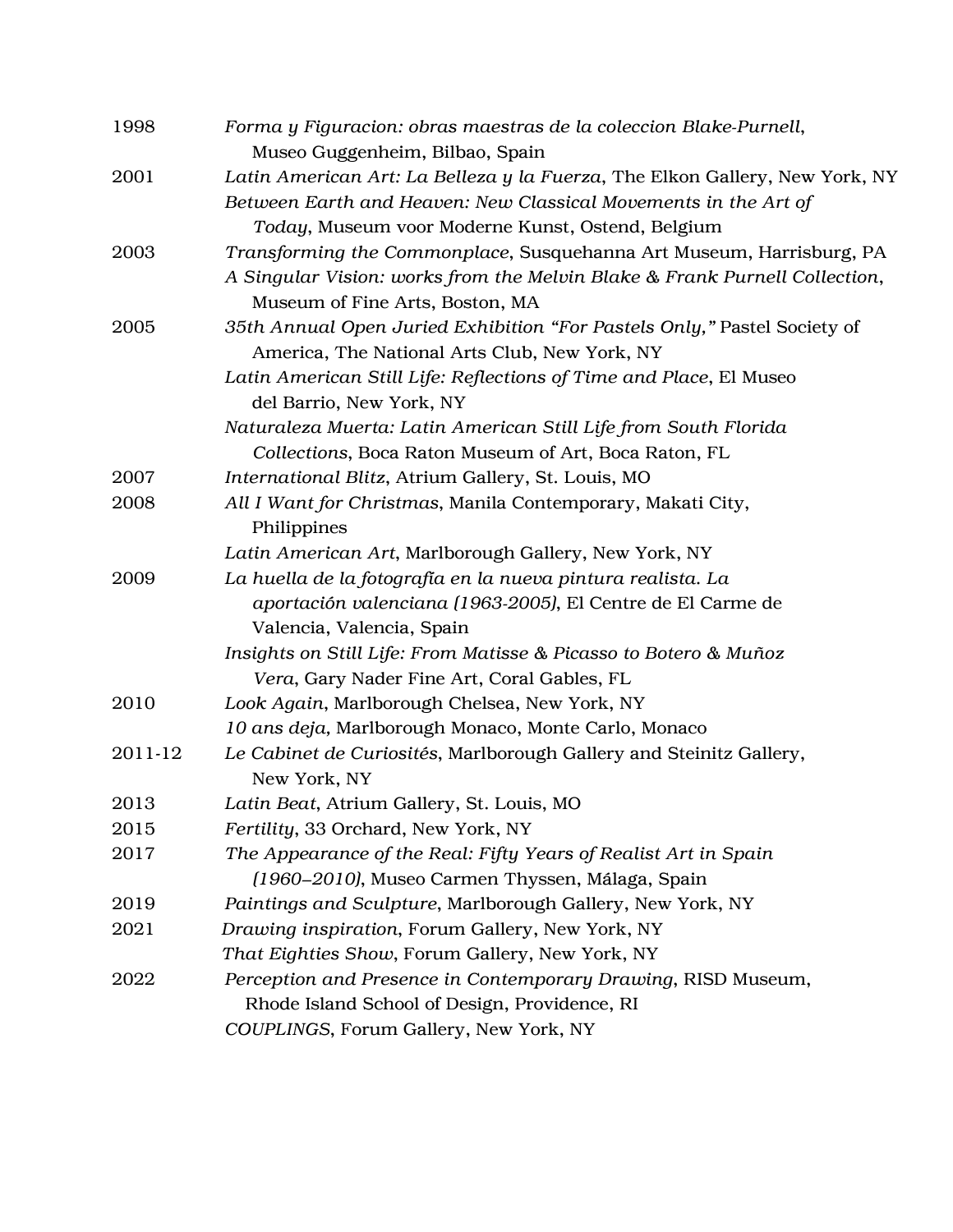1998 *Forma y Figuracion: obras maestras de la coleccion Blake-Purnell*, Museo Guggenheim, Bilbao, Spain

2001 *Latin American Art: La Belleza y la Fuerza*, The Elkon Gallery, New York, NY

*Between Earth and Heaven: New Classical Movements in the Art of Today*, Museum voor Moderne Kunst, Ostend, Belgium

2003 *Transforming the Commonplace*, Susquehanna Art Museum, Harrisburg, PA

*A Singular Vision: works from the Melvin Blake & Frank Purnell Collection*, Museum of Fine Arts, Boston, MA

2005 *35th Annual Open Juried Exhibition "For Pastels Only,"* Pastel Society of America, The National Arts Club, New York, NY

*Latin American Still Life: Reflections of Time and Place*, El Museo del Barrio, New York, NY

*Naturaleza Muerta: Latin American Still Life from South Florida Collections*, Boca Raton Museum of Art, Boca Raton, FL

2007 *International Blitz*, Atrium Gallery, St. Louis, MO

2008 *All I Want for Christmas*, Manila Contemporary, Makati City, Philippines

*Latin American Art*, Marlborough Gallery, New York, NY

2009 *La huella de la fotografía en la nueva pintura realista. La aportación valenciana (1963-2005)*, El Centre de El Carme de Valencia, Valencia, Spain

*Insights on Still Life: From Matisse & Picasso to Botero & Muñoz Vera*, Gary Nader Fine Art, Coral Gables, FL

2010 *Look Again*, Marlborough Chelsea, New York, NY

*10 ans deja,* Marlborough Monaco, Monte Carlo, Monaco

2011-12 *Le Cabinet de Curiosités*, Marlborough Gallery and Steinitz Gallery, New York, NY

2013 *Latin Beat*, Atrium Gallery, St. Louis, MO

2015 *Fertility*, 33 Orchard, New York, NY

2017 *The Appearance of the Real: Fifty Years of Realist Art in Spain (1960–2010)*, Museo Carmen Thyssen, Málaga, Spain

2019 *Paintings and Sculpture*, Marlborough Gallery, New York, NY

2021 *Drawing inspiration*, Forum Gallery, New York, NY

*That Eighties Show*, Forum Gallery, New York, NY

2022 *Perception and Presence in Contemporary Drawing*, RISD Museum, Rhode Island School of Design, Providence, RI

*COUPLINGS*, Forum Gallery, New York, NY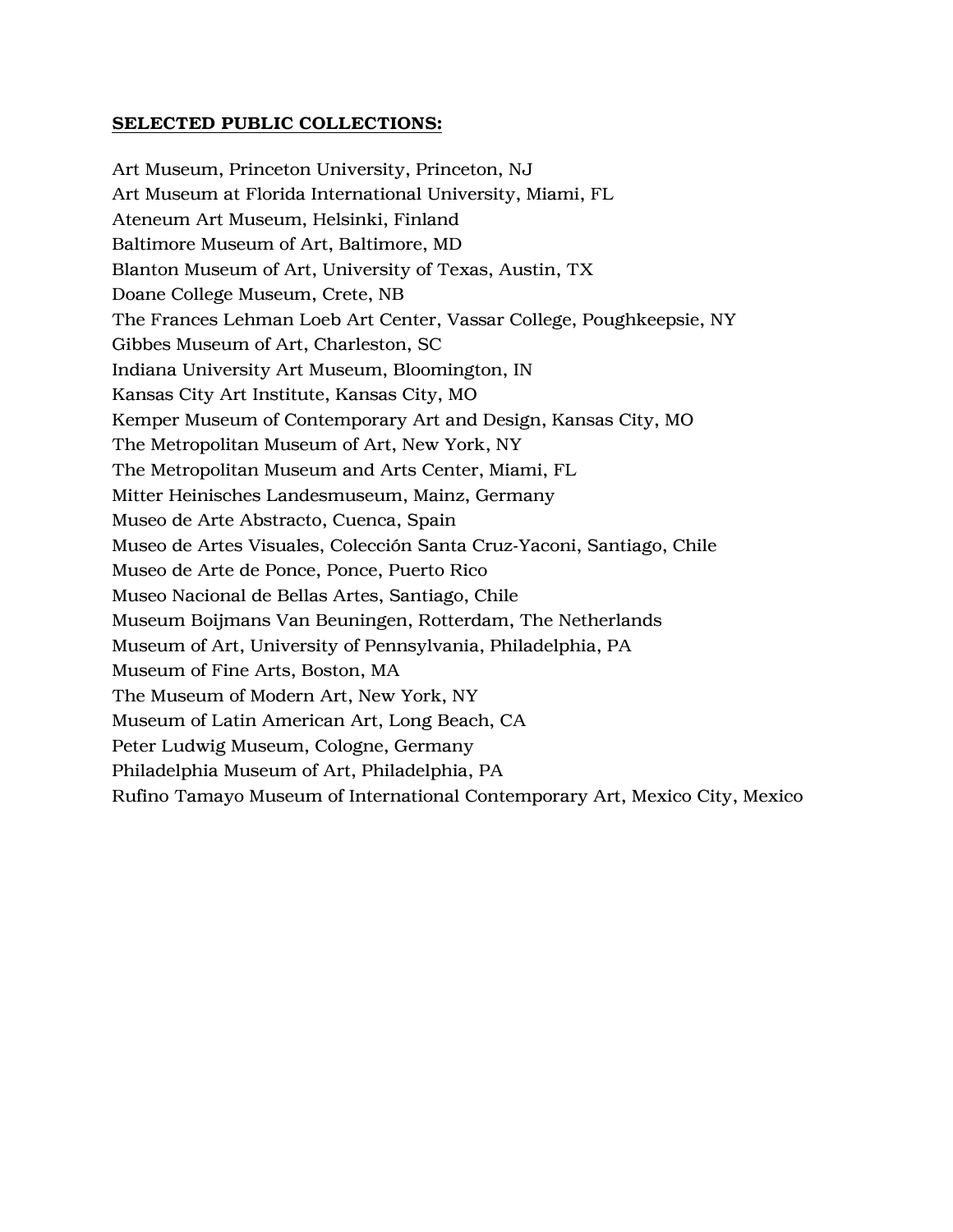**SELECTED PUBLIC COLLECTIONS:**

Art Museum, Princeton University, Princeton, NJ
Art Museum at Florida International University, Miami, FL
Ateneum Art Museum, Helsinki, Finland
Baltimore Museum of Art, Baltimore, MD
Blanton Museum of Art, University of Texas, Austin, TX
Doane College Museum, Crete, NB
The Frances Lehman Loeb Art Center, Vassar College, Poughkeepsie, NY
Gibbes Museum of Art, Charleston, SC
Indiana University Art Museum, Bloomington, IN
Kansas City Art Institute, Kansas City, MO
Kemper Museum of Contemporary Art and Design, Kansas City, MO
The Metropolitan Museum of Art, New York, NY
The Metropolitan Museum and Arts Center, Miami, FL
Mitter Heinisches Landesmuseum, Mainz, Germany
Museo de Arte Abstracto, Cuenca, Spain
Museo de Artes Visuales, Colección Santa Cruz-Yaconi, Santiago, Chile
Museo de Arte de Ponce, Ponce, Puerto Rico
Museo Nacional de Bellas Artes, Santiago, Chile
Museum Boijmans Van Beuningen, Rotterdam, The Netherlands
Museum of Art, University of Pennsylvania, Philadelphia, PA
Museum of Fine Arts, Boston, MA
The Museum of Modern Art, New York, NY
Museum of Latin American Art, Long Beach, CA
Peter Ludwig Museum, Cologne, Germany
Philadelphia Museum of Art, Philadelphia, PA
Rufino Tamayo Museum of International Contemporary Art, Mexico City, Mexico